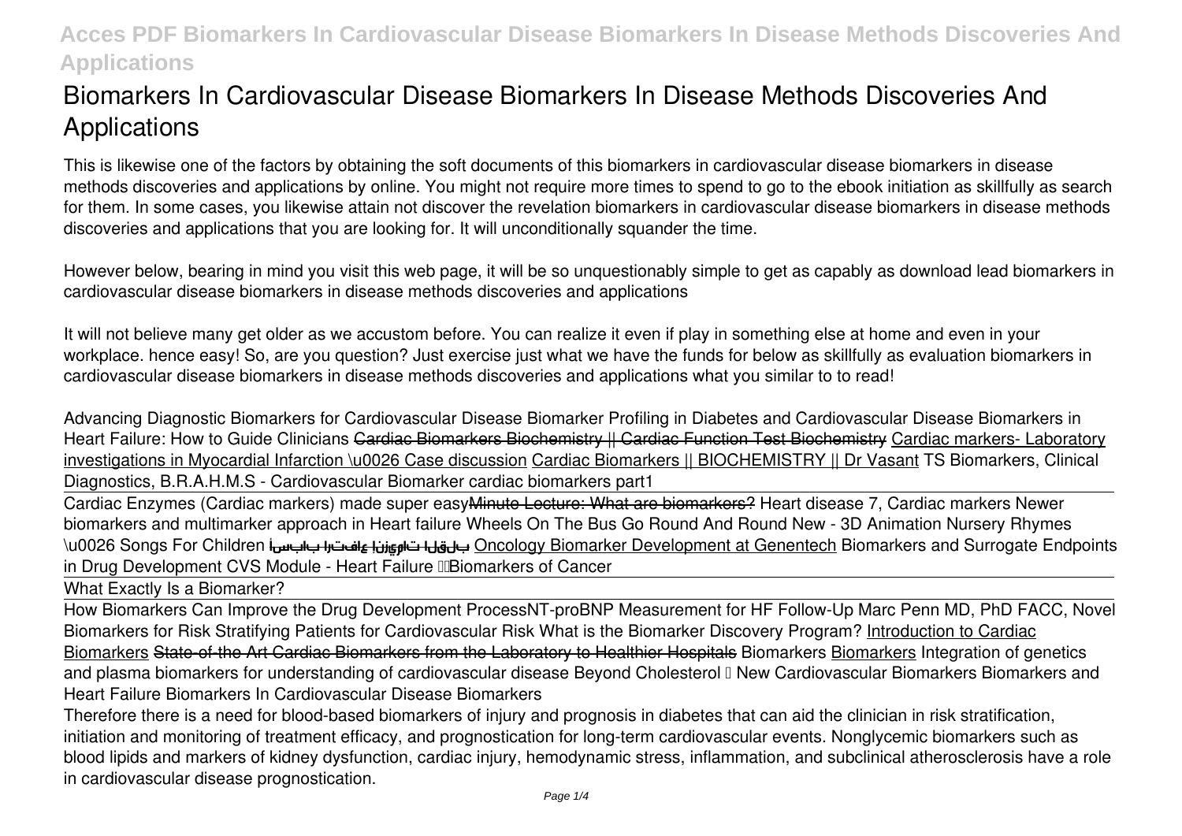# Biomarkers In Cardiovascular Disease Biomarkers In Disease Methods Discoveries And Applications

This is likewise one of the factors by obtaining the soft documents of this biomarkers in cardiovascular disease biomarkers in disease methods discoveries and applications by online. You might not require more times to spend to go to the ebook initiation as skillfully as search for them. In some cases, you likewise attain not discover the revelation biomarkers in cardiovascular disease biomarkers in disease methods discoveries and applications that you are looking for. It will unconditionally squander the time.

However below, bearing in mind you visit this web page, it will be so unquestionably simple to get as capably as download lead biomarkers in cardiovascular disease biomarkers in disease methods discoveries and applications

It will not believe many get older as we accustom before. You can realize it even if play in something else at home and even in your workplace. hence easy! So, are you question? Just exercise just what we have the funds for below as skillfully as evaluation biomarkers in cardiovascular disease biomarkers in disease methods discoveries and applications what you similar to to read!

*Advancing Diagnostic Biomarkers for Cardiovascular Disease* *Biomarker Profiling in Diabetes and Cardiovascular Disease* *Biomarkers in Heart Failure: How to Guide Clinicians* ~~Cardiac Biomarkers Biochemistry || Cardiac Function Test Biochemistry~~ Cardiac markers- Laboratory investigations in Myocardial Infarction \u0026 Case discussion Cardiac Biomarkers || BIOCHEMISTRY || Dr Vasant *TS Biomarkers, Clinical Diagnostics, B.R.A.H.M.S - Cardiovascular Biomarker* *cardiac biomarkers part1*

Cardiac Enzymes (Cardiac markers) made super easy~~Minute Lecture: What are biomarkers?~~ *Heart disease 7, Cardiac markers* *Newer biomarkers and multimarker approach in Heart failure* *Wheels On The Bus Go Round And Round New - 3D Animation Nursery Rhymes \u0026 Songs For Children* أسباب ارتفاع إنزيمات القلب Oncology Biomarker Development at Genentech *Biomarkers and Surrogate Endpoints in Drug Development* *CVS Module - Heart Failure* Biomarkers of Cancer

What Exactly Is a Biomarker?

How Biomarkers Can Improve the Drug Development Process*NT-proBNP Measurement for HF Follow-Up* *Marc Penn MD, PhD FACC, Novel Biomarkers for Risk Stratifying Patients for Cardiovascular Risk* *What is the Biomarker Discovery Program?* Introduction to Cardiac Biomarkers ~~State-of-the-Art Cardiac Biomarkers from the Laboratory to Healthier Hospitals~~ *Biomarkers* Biomarkers *Integration of genetics and plasma biomarkers for understanding of cardiovascular disease* *Beyond Cholesterol – New Cardiovascular Biomarkers* *Biomarkers and Heart Failure* **Biomarkers In Cardiovascular Disease Biomarkers**

Therefore there is a need for blood-based biomarkers of injury and prognosis in diabetes that can aid the clinician in risk stratification, initiation and monitoring of treatment efficacy, and prognostication for long-term cardiovascular events. Nonglycemic biomarkers such as blood lipids and markers of kidney dysfunction, cardiac injury, hemodynamic stress, inflammation, and subclinical atherosclerosis have a role in cardiovascular disease prognostication.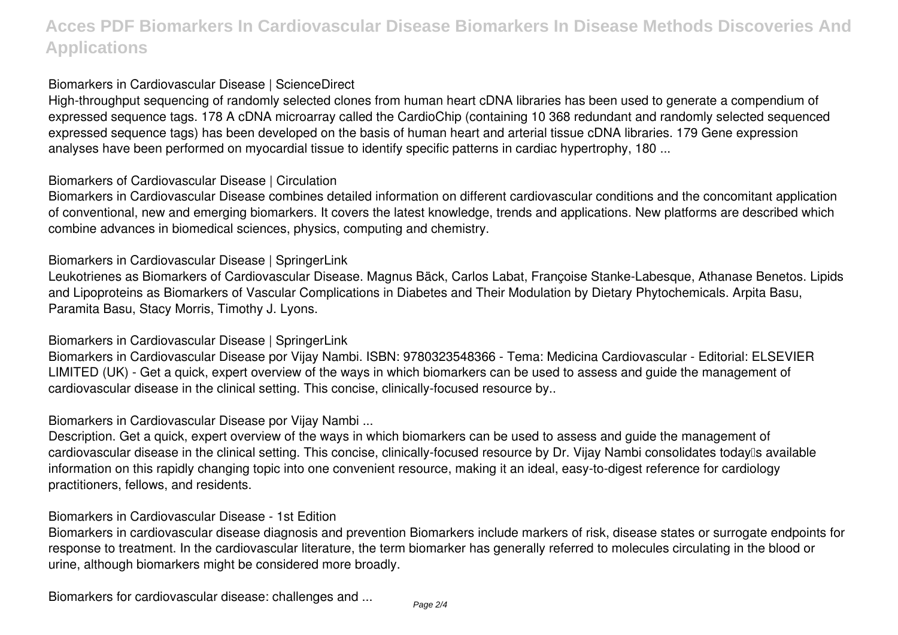**Biomarkers in Cardiovascular Disease | ScienceDirect**

High-throughput sequencing of randomly selected clones from human heart cDNA libraries has been used to generate a compendium of expressed sequence tags. 178 A cDNA microarray called the CardioChip (containing 10 368 redundant and randomly selected sequenced expressed sequence tags) has been developed on the basis of human heart and arterial tissue cDNA libraries. 179 Gene expression analyses have been performed on myocardial tissue to identify specific patterns in cardiac hypertrophy, 180 ...

**Biomarkers of Cardiovascular Disease | Circulation**

Biomarkers in Cardiovascular Disease combines detailed information on different cardiovascular conditions and the concomitant application of conventional, new and emerging biomarkers. It covers the latest knowledge, trends and applications. New platforms are described which combine advances in biomedical sciences, physics, computing and chemistry.

**Biomarkers in Cardiovascular Disease | SpringerLink**

Leukotrienes as Biomarkers of Cardiovascular Disease. Magnus Bäck, Carlos Labat, Françoise Stanke-Labesque, Athanase Benetos. Lipids and Lipoproteins as Biomarkers of Vascular Complications in Diabetes and Their Modulation by Dietary Phytochemicals. Arpita Basu, Paramita Basu, Stacy Morris, Timothy J. Lyons.

**Biomarkers in Cardiovascular Disease | SpringerLink**

Biomarkers in Cardiovascular Disease por Vijay Nambi. ISBN: 9780323548366 - Tema: Medicina Cardiovascular - Editorial: ELSEVIER LIMITED (UK) - Get a quick, expert overview of the ways in which biomarkers can be used to assess and guide the management of cardiovascular disease in the clinical setting. This concise, clinically-focused resource by..

**Biomarkers in Cardiovascular Disease por Vijay Nambi ...**

Description. Get a quick, expert overview of the ways in which biomarkers can be used to assess and guide the management of cardiovascular disease in the clinical setting. This concise, clinically-focused resource by Dr. Vijay Nambi consolidates today's available information on this rapidly changing topic into one convenient resource, making it an ideal, easy-to-digest reference for cardiology practitioners, fellows, and residents.

**Biomarkers in Cardiovascular Disease - 1st Edition**

Biomarkers in cardiovascular disease diagnosis and prevention Biomarkers include markers of risk, disease states or surrogate endpoints for response to treatment. In the cardiovascular literature, the term biomarker has generally referred to molecules circulating in the blood or urine, although biomarkers might be considered more broadly.

**Biomarkers for cardiovascular disease: challenges and ...**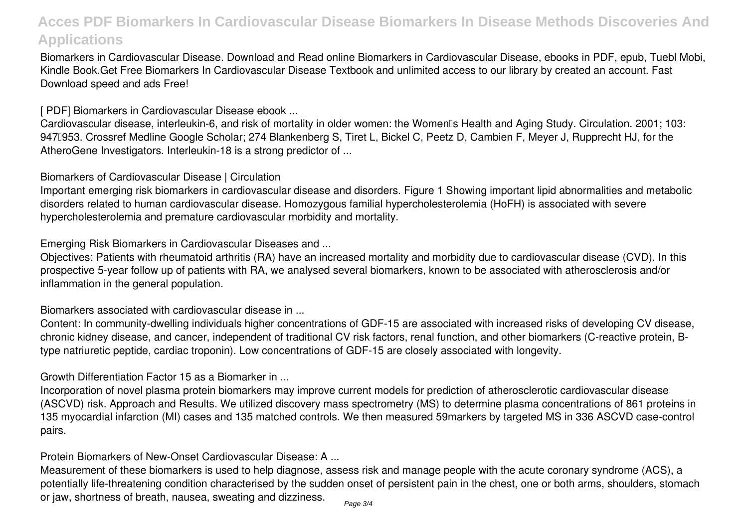Biomarkers in Cardiovascular Disease. Download and Read online Biomarkers in Cardiovascular Disease, ebooks in PDF, epub, Tuebl Mobi, Kindle Book.Get Free Biomarkers In Cardiovascular Disease Textbook and unlimited access to our library by created an account. Fast Download speed and ads Free!

**[ PDF] Biomarkers in Cardiovascular Disease ebook ...**

Cardiovascular disease, interleukin-6, and risk of mortality in older women: the Women's Health and Aging Study. Circulation. 2001; 103: 947–953. Crossref Medline Google Scholar; 274 Blankenberg S, Tiret L, Bickel C, Peetz D, Cambien F, Meyer J, Rupprecht HJ, for the AtheroGene Investigators. Interleukin-18 is a strong predictor of ...

**Biomarkers of Cardiovascular Disease | Circulation**

Important emerging risk biomarkers in cardiovascular disease and disorders. Figure 1 Showing important lipid abnormalities and metabolic disorders related to human cardiovascular disease. Homozygous familial hypercholesterolemia (HoFH) is associated with severe hypercholesterolemia and premature cardiovascular morbidity and mortality.

**Emerging Risk Biomarkers in Cardiovascular Diseases and ...**

Objectives: Patients with rheumatoid arthritis (RA) have an increased mortality and morbidity due to cardiovascular disease (CVD). In this prospective 5-year follow up of patients with RA, we analysed several biomarkers, known to be associated with atherosclerosis and/or inflammation in the general population.

**Biomarkers associated with cardiovascular disease in ...**

Content: In community-dwelling individuals higher concentrations of GDF-15 are associated with increased risks of developing CV disease, chronic kidney disease, and cancer, independent of traditional CV risk factors, renal function, and other biomarkers (C-reactive protein, B-type natriuretic peptide, cardiac troponin). Low concentrations of GDF-15 are closely associated with longevity.

**Growth Differentiation Factor 15 as a Biomarker in ...**

Incorporation of novel plasma protein biomarkers may improve current models for prediction of atherosclerotic cardiovascular disease (ASCVD) risk. Approach and Results. We utilized discovery mass spectrometry (MS) to determine plasma concentrations of 861 proteins in 135 myocardial infarction (MI) cases and 135 matched controls. We then measured 59markers by targeted MS in 336 ASCVD case-control pairs.

**Protein Biomarkers of New-Onset Cardiovascular Disease: A ...**

Measurement of these biomarkers is used to help diagnose, assess risk and manage people with the acute coronary syndrome (ACS), a potentially life-threatening condition characterised by the sudden onset of persistent pain in the chest, one or both arms, shoulders, stomach or jaw, shortness of breath, nausea, sweating and dizziness.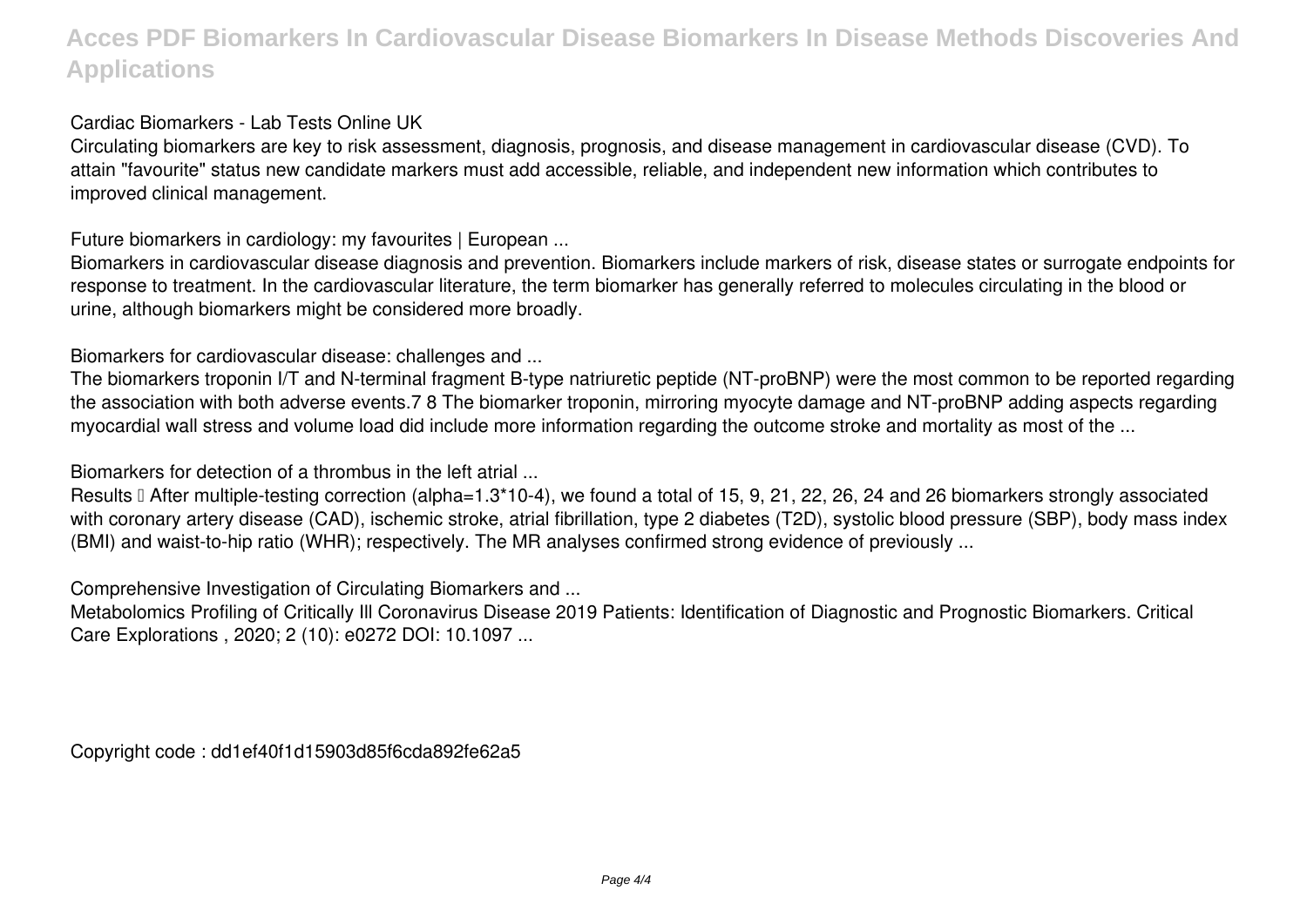Cardiac Biomarkers - Lab Tests Online UK

Circulating biomarkers are key to risk assessment, diagnosis, prognosis, and disease management in cardiovascular disease (CVD). To attain "favourite" status new candidate markers must add accessible, reliable, and independent new information which contributes to improved clinical management.

Future biomarkers in cardiology: my favourites | European ...

Biomarkers in cardiovascular disease diagnosis and prevention. Biomarkers include markers of risk, disease states or surrogate endpoints for response to treatment. In the cardiovascular literature, the term biomarker has generally referred to molecules circulating in the blood or urine, although biomarkers might be considered more broadly.

Biomarkers for cardiovascular disease: challenges and ...

The biomarkers troponin I/T and N-terminal fragment B-type natriuretic peptide (NT-proBNP) were the most common to be reported regarding the association with both adverse events.7 8 The biomarker troponin, mirroring myocyte damage and NT-proBNP adding aspects regarding myocardial wall stress and volume load did include more information regarding the outcome stroke and mortality as most of the ...

Biomarkers for detection of a thrombus in the left atrial ...

Results  After multiple-testing correction (alpha=1.3*10-4), we found a total of 15, 9, 21, 22, 26, 24 and 26 biomarkers strongly associated with coronary artery disease (CAD), ischemic stroke, atrial fibrillation, type 2 diabetes (T2D), systolic blood pressure (SBP), body mass index (BMI) and waist-to-hip ratio (WHR); respectively. The MR analyses confirmed strong evidence of previously ...

Comprehensive Investigation of Circulating Biomarkers and ...

Metabolomics Profiling of Critically Ill Coronavirus Disease 2019 Patients: Identification of Diagnostic and Prognostic Biomarkers. Critical Care Explorations , 2020; 2 (10): e0272 DOI: 10.1097 ...

Copyright code : dd1ef40f1d15903d85f6cda892fe62a5